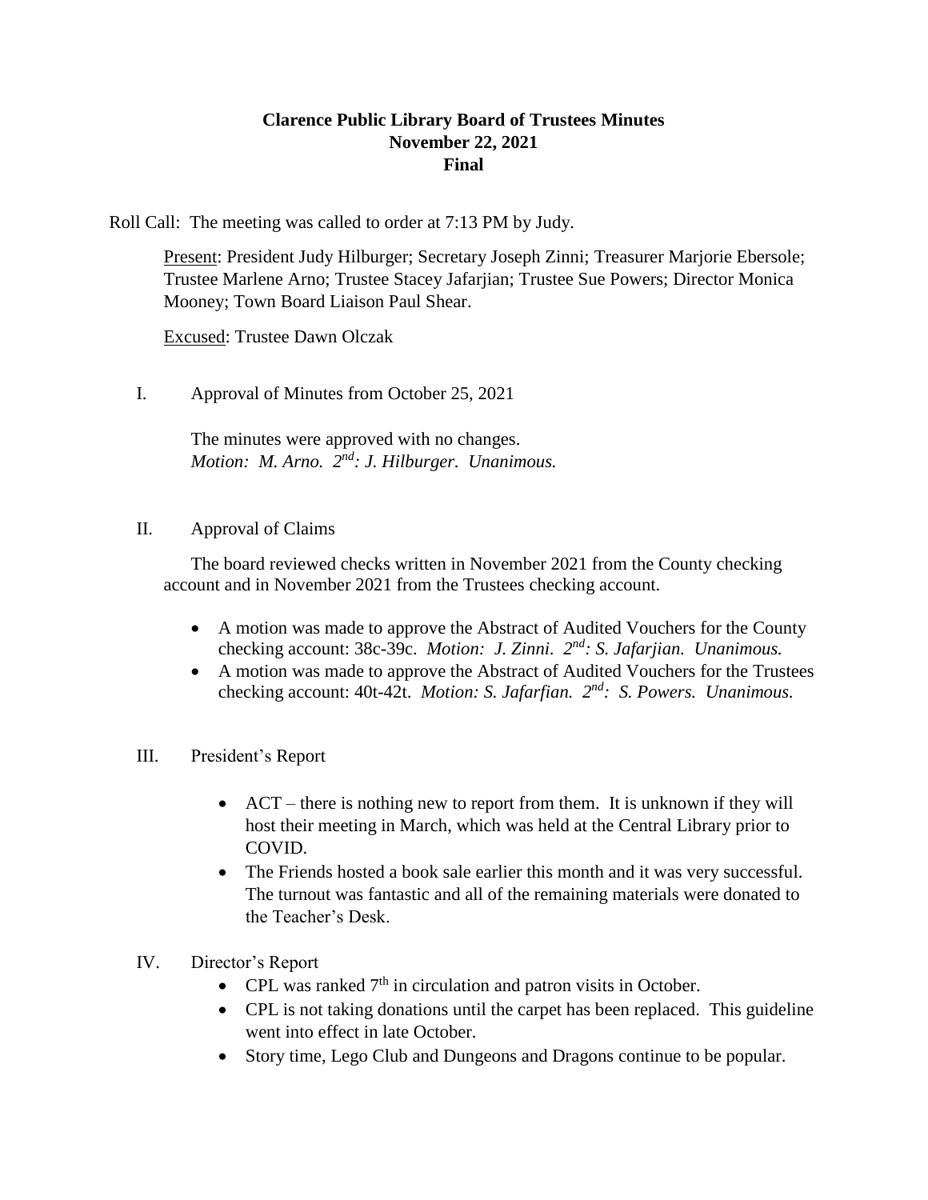# Clarence Public Library Board of Trustees Minutes
## November 22, 2021
### Final

Roll Call: The meeting was called to order at 7:13 PM by Judy.

Present: President Judy Hilburger; Secretary Joseph Zinni; Treasurer Marjorie Ebersole; Trustee Marlene Arno; Trustee Stacey Jafarjian; Trustee Sue Powers; Director Monica Mooney; Town Board Liaison Paul Shear.

Excused: Trustee Dawn Olczak

I. Approval of Minutes from October 25, 2021

The minutes were approved with no changes.
*Motion: M. Arno. 2nd: J. Hilburger. Unanimous.*

II. Approval of Claims

The board reviewed checks written in November 2021 from the County checking account and in November 2021 from the Trustees checking account.

- A motion was made to approve the Abstract of Audited Vouchers for the County checking account: 38c-39c. *Motion: J. Zinni. 2nd: S. Jafarjian. Unanimous.*
- A motion was made to approve the Abstract of Audited Vouchers for the Trustees checking account: 40t-42t. *Motion: S. Jafarfian. 2nd: S. Powers. Unanimous.*

III. President's Report

- ACT – there is nothing new to report from them. It is unknown if they will host their meeting in March, which was held at the Central Library prior to COVID.
- The Friends hosted a book sale earlier this month and it was very successful. The turnout was fantastic and all of the remaining materials were donated to the Teacher's Desk.

IV. Director's Report

- CPL was ranked 7th in circulation and patron visits in October.
- CPL is not taking donations until the carpet has been replaced. This guideline went into effect in late October.
- Story time, Lego Club and Dungeons and Dragons continue to be popular.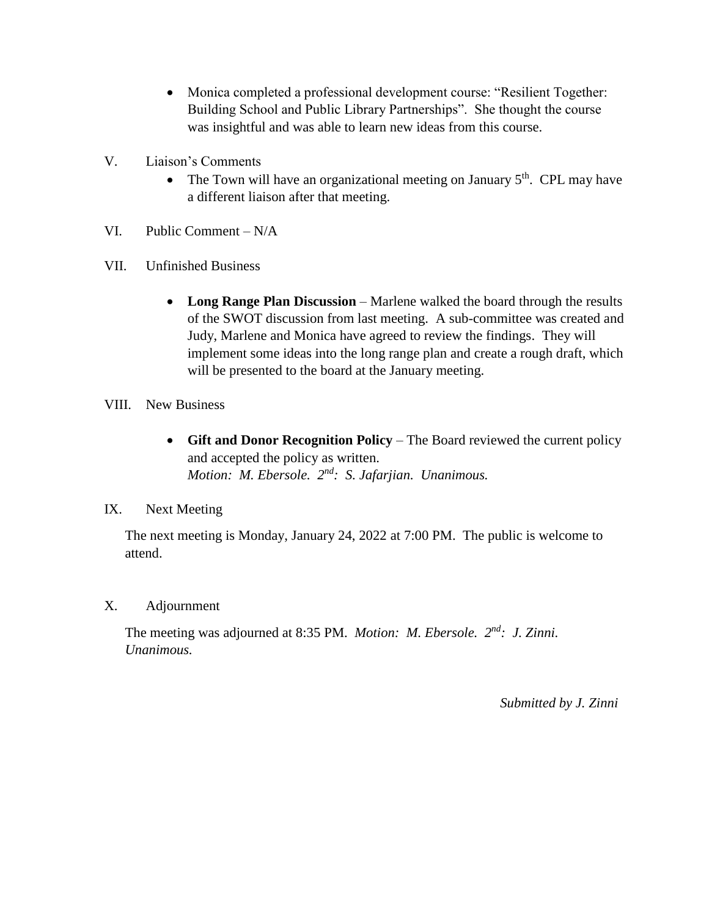- Monica completed a professional development course: “Resilient Together: Building School and Public Library Partnerships”. She thought the course was insightful and was able to learn new ideas from this course.

V. Liaison’s Comments

- The Town will have an organizational meeting on January 5th. CPL may have a different liaison after that meeting.

VI. Public Comment – N/A

VII. Unfinished Business

- **Long Range Plan Discussion** – Marlene walked the board through the results of the SWOT discussion from last meeting. A sub-committee was created and Judy, Marlene and Monica have agreed to review the findings. They will implement some ideas into the long range plan and create a rough draft, which will be presented to the board at the January meeting.

VIII. New Business

- **Gift and Donor Recognition Policy** – The Board reviewed the current policy and accepted the policy as written.
  *Motion: M. Ebersole. 2nd: S. Jafarjian. Unanimous.*

IX. Next Meeting

The next meeting is Monday, January 24, 2022 at 7:00 PM. The public is welcome to attend.

X. Adjournment

The meeting was adjourned at 8:35 PM. *Motion: M. Ebersole. 2nd: J. Zinni. Unanimous.*

*Submitted by J. Zinni*